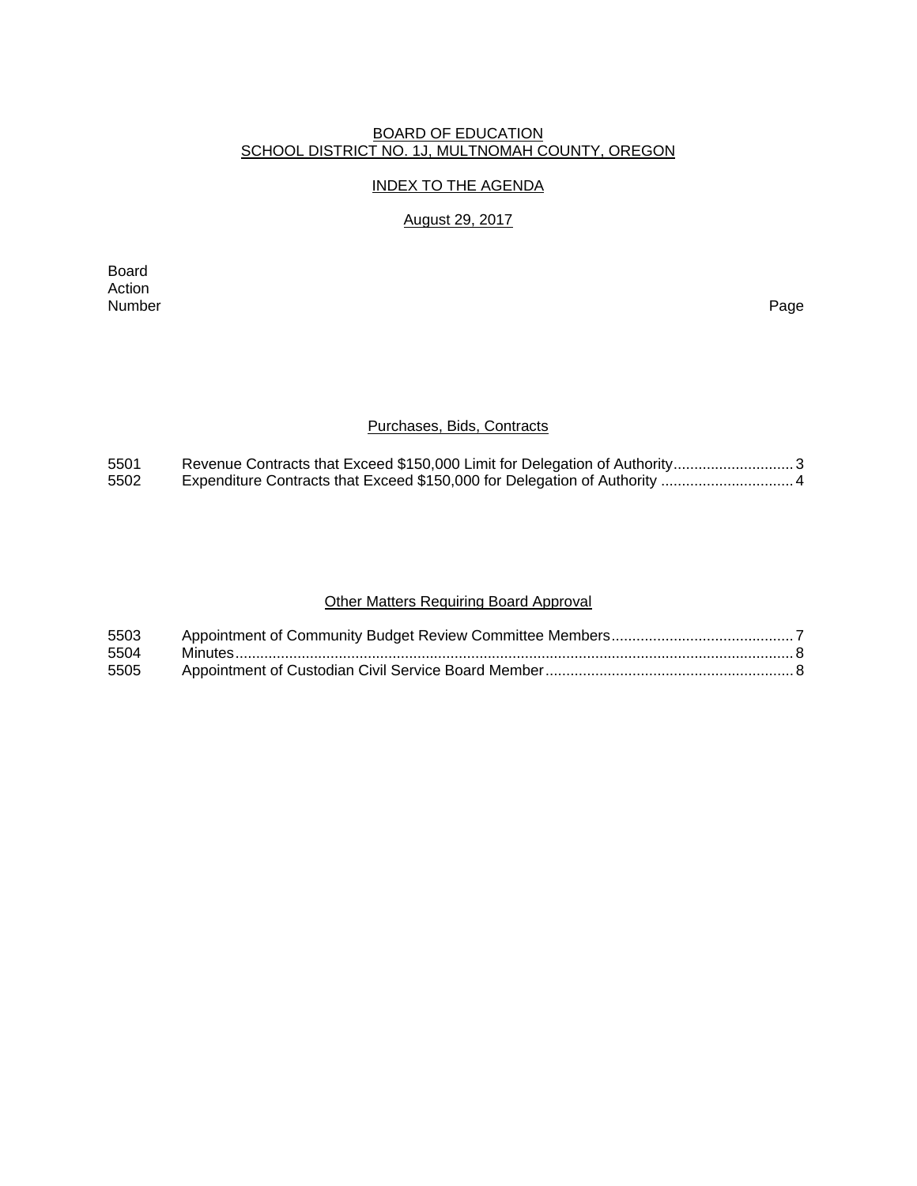BOARD OF EDUCATION
SCHOOL DISTRICT NO. 1J, MULTNOMAH COUNTY, OREGON

INDEX TO THE AGENDA

August 29, 2017

| Board Action Number | | Page |
|---|---|---|

## Purchases, Bids, Contracts

| | | |
|---|---|---|
| 5501 | Revenue Contracts that Exceed $150,000 Limit for Delegation of Authority | 3 |
| 5502 | Expenditure Contracts that Exceed $150,000 for Delegation of Authority | 4 |

## Other Matters Requiring Board Approval

| | | |
|---|---|---|
| 5503 | Appointment of Community Budget Review Committee Members | 7 |
| 5504 | Minutes | 8 |
| 5505 | Appointment of Custodian Civil Service Board Member | 8 |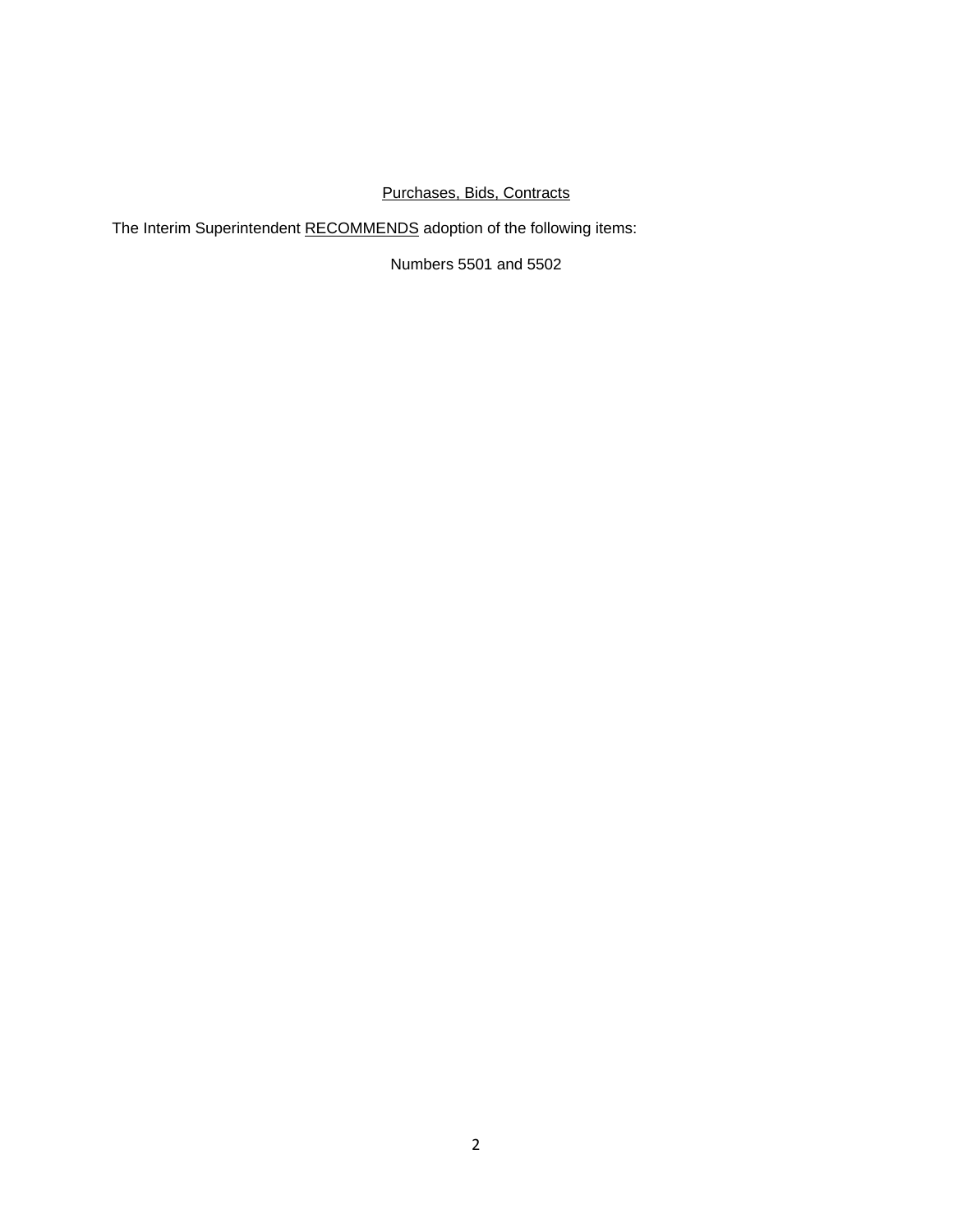<u>Purchases, Bids, Contracts</u>

The Interim Superintendent <u>RECOMMENDS</u> adoption of the following items:

Numbers 5501 and 5502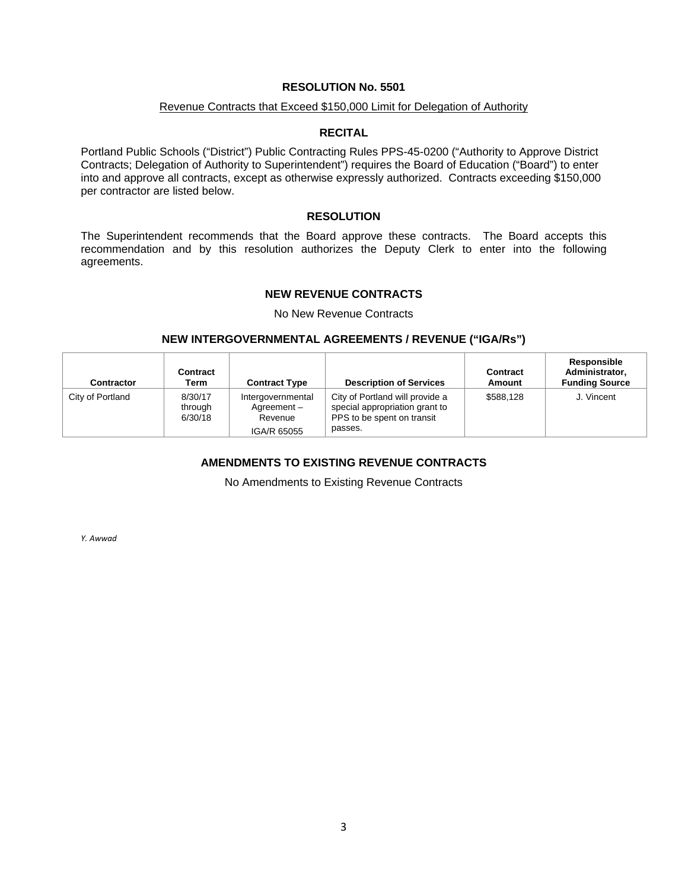# RESOLUTION No. 5501

Revenue Contracts that Exceed $150,000 Limit for Delegation of Authority

## RECITAL

Portland Public Schools ("District") Public Contracting Rules PPS-45-0200 ("Authority to Approve District Contracts; Delegation of Authority to Superintendent") requires the Board of Education ("Board") to enter into and approve all contracts, except as otherwise expressly authorized. Contracts exceeding $150,000 per contractor are listed below.

## RESOLUTION

The Superintendent recommends that the Board approve these contracts. The Board accepts this recommendation and by this resolution authorizes the Deputy Clerk to enter into the following agreements.

## NEW REVENUE CONTRACTS

No New Revenue Contracts

## NEW INTERGOVERNMENTAL AGREEMENTS / REVENUE ("IGA/Rs")

| Contractor | Contract Term | Contract Type | Description of Services | Contract Amount | Responsible Administrator, Funding Source |
|---|---|---|---|---|---|
| City of Portland | 8/30/17 through 6/30/18 | Intergovernmental Agreement – Revenue IGA/R 65055 | City of Portland will provide a special appropriation grant to PPS to be spent on transit passes. | $588,128 | J. Vincent |

## AMENDMENTS TO EXISTING REVENUE CONTRACTS

No Amendments to Existing Revenue Contracts

*Y. Awwad*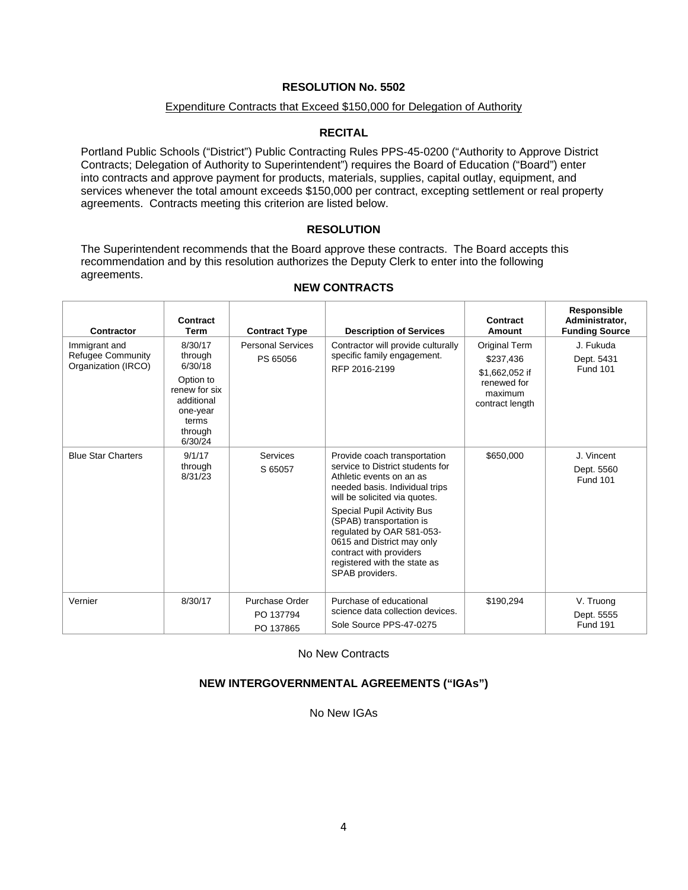**RESOLUTION No. 5502**

Expenditure Contracts that Exceed $150,000 for Delegation of Authority

**RECITAL**

Portland Public Schools ("District") Public Contracting Rules PPS-45-0200 ("Authority to Approve District Contracts; Delegation of Authority to Superintendent") requires the Board of Education ("Board") enter into contracts and approve payment for products, materials, supplies, capital outlay, equipment, and services whenever the total amount exceeds $150,000 per contract, excepting settlement or real property agreements. Contracts meeting this criterion are listed below.

**RESOLUTION**

The Superintendent recommends that the Board approve these contracts. The Board accepts this recommendation and by this resolution authorizes the Deputy Clerk to enter into the following agreements.

**NEW CONTRACTS**

| Contractor | Contract Term | Contract Type | Description of Services | Contract Amount | Responsible Administrator, Funding Source |
|---|---|---|---|---|---|
| Immigrant and Refugee Community Organization (IRCO) | 8/30/17 through 6/30/18<br>Option to renew for six additional one-year terms through 6/30/24 | Personal Services<br>PS 65056 | Contractor will provide culturally specific family engagement.<br>RFP 2016-2199 | Original Term<br>$237,436<br>$1,662,052 if renewed for maximum contract length | J. Fukuda<br>Dept. 5431<br>Fund 101 |
| Blue Star Charters | 9/1/17 through 8/31/23 | Services<br>S 65057 | Provide coach transportation service to District students for Athletic events on an as needed basis. Individual trips will be solicited via quotes.<br>Special Pupil Activity Bus (SPAB) transportation is regulated by OAR 581-053-0615 and District may only contract with providers registered with the state as SPAB providers. | $650,000 | J. Vincent<br>Dept. 5560<br>Fund 101 |
| Vernier | 8/30/17 | Purchase Order<br>PO 137794<br>PO 137865 | Purchase of educational science data collection devices.<br>Sole Source PPS-47-0275 | $190,294 | V. Truong<br>Dept. 5555<br>Fund 191 |

No New Contracts

**NEW INTERGOVERNMENTAL AGREEMENTS ("IGAs")**

No New IGAs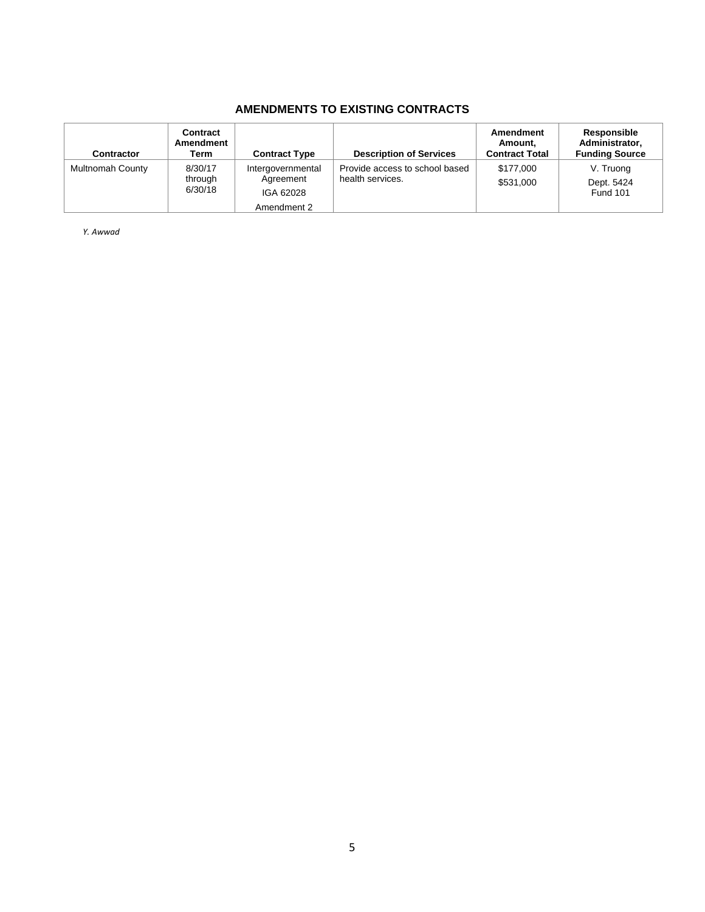## AMENDMENTS TO EXISTING CONTRACTS

| Contractor | Contract Amendment Term | Contract Type | Description of Services | Amendment Amount, Contract Total | Responsible Administrator, Funding Source |
|---|---|---|---|---|---|
| Multnomah County | 8/30/17 through 6/30/18 | Intergovernmental Agreement IGA 62028 Amendment 2 | Provide access to school based health services. | $177,000 $531,000 | V. Truong Dept. 5424 Fund 101 |

*Y. Awwad*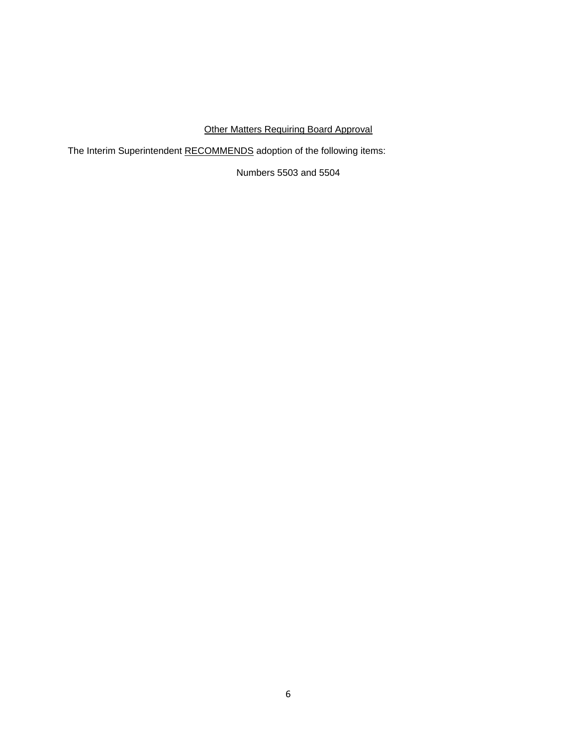## Other Matters Requiring Board Approval

The Interim Superintendent RECOMMENDS adoption of the following items:

Numbers 5503 and 5504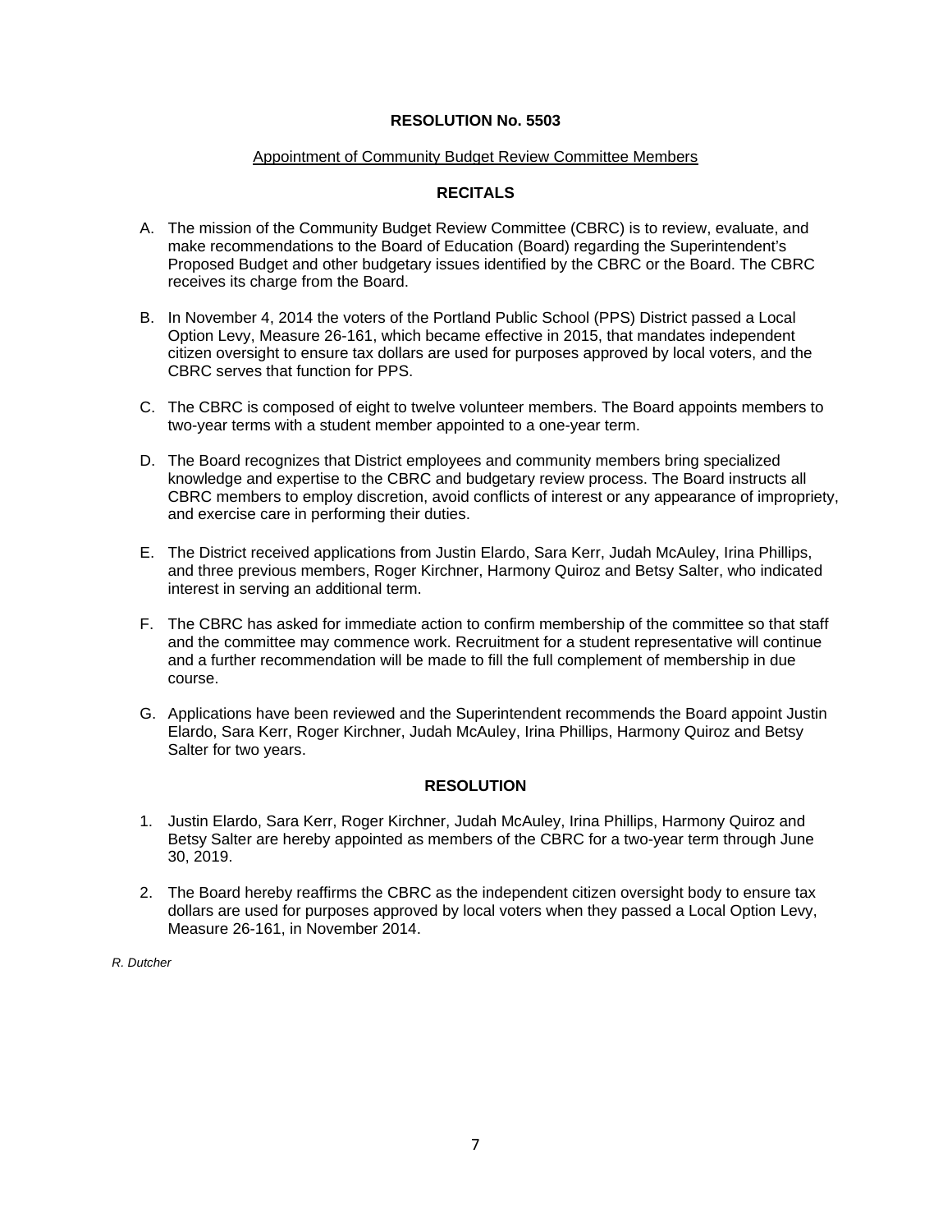**RESOLUTION No. 5503**

Appointment of Community Budget Review Committee Members

**RECITALS**

A. The mission of the Community Budget Review Committee (CBRC) is to review, evaluate, and make recommendations to the Board of Education (Board) regarding the Superintendent's Proposed Budget and other budgetary issues identified by the CBRC or the Board. The CBRC receives its charge from the Board.

B. In November 4, 2014 the voters of the Portland Public School (PPS) District passed a Local Option Levy, Measure 26-161, which became effective in 2015, that mandates independent citizen oversight to ensure tax dollars are used for purposes approved by local voters, and the CBRC serves that function for PPS.

C. The CBRC is composed of eight to twelve volunteer members. The Board appoints members to two-year terms with a student member appointed to a one-year term.

D. The Board recognizes that District employees and community members bring specialized knowledge and expertise to the CBRC and budgetary review process. The Board instructs all CBRC members to employ discretion, avoid conflicts of interest or any appearance of impropriety, and exercise care in performing their duties.

E. The District received applications from Justin Elardo, Sara Kerr, Judah McAuley, Irina Phillips, and three previous members, Roger Kirchner, Harmony Quiroz and Betsy Salter, who indicated interest in serving an additional term.

F. The CBRC has asked for immediate action to confirm membership of the committee so that staff and the committee may commence work. Recruitment for a student representative will continue and a further recommendation will be made to fill the full complement of membership in due course.

G. Applications have been reviewed and the Superintendent recommends the Board appoint Justin Elardo, Sara Kerr, Roger Kirchner, Judah McAuley, Irina Phillips, Harmony Quiroz and Betsy Salter for two years.

**RESOLUTION**

1. Justin Elardo, Sara Kerr, Roger Kirchner, Judah McAuley, Irina Phillips, Harmony Quiroz and Betsy Salter are hereby appointed as members of the CBRC for a two-year term through June 30, 2019.

2. The Board hereby reaffirms the CBRC as the independent citizen oversight body to ensure tax dollars are used for purposes approved by local voters when they passed a Local Option Levy, Measure 26-161, in November 2014.

*R. Dutcher*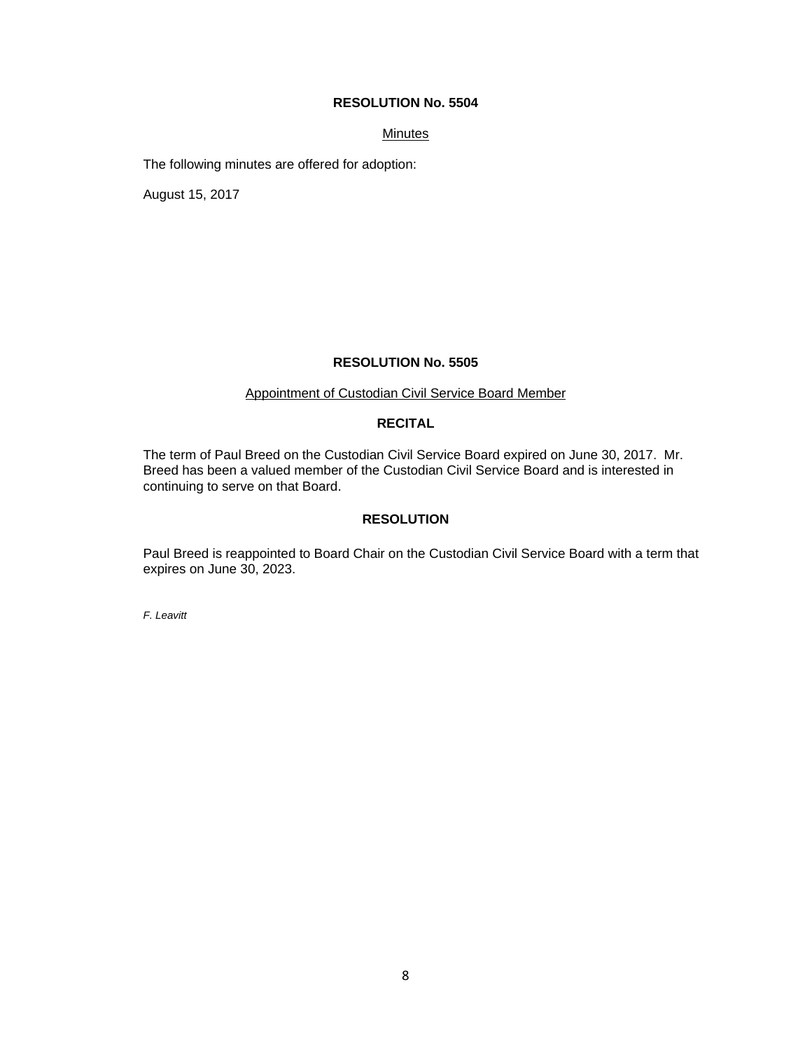**RESOLUTION No. 5504**

Minutes

The following minutes are offered for adoption:

August 15, 2017

**RESOLUTION No. 5505**

Appointment of Custodian Civil Service Board Member

**RECITAL**

The term of Paul Breed on the Custodian Civil Service Board expired on June 30, 2017. Mr. Breed has been a valued member of the Custodian Civil Service Board and is interested in continuing to serve on that Board.

**RESOLUTION**

Paul Breed is reappointed to Board Chair on the Custodian Civil Service Board with a term that expires on June 30, 2023.

*F. Leavitt*